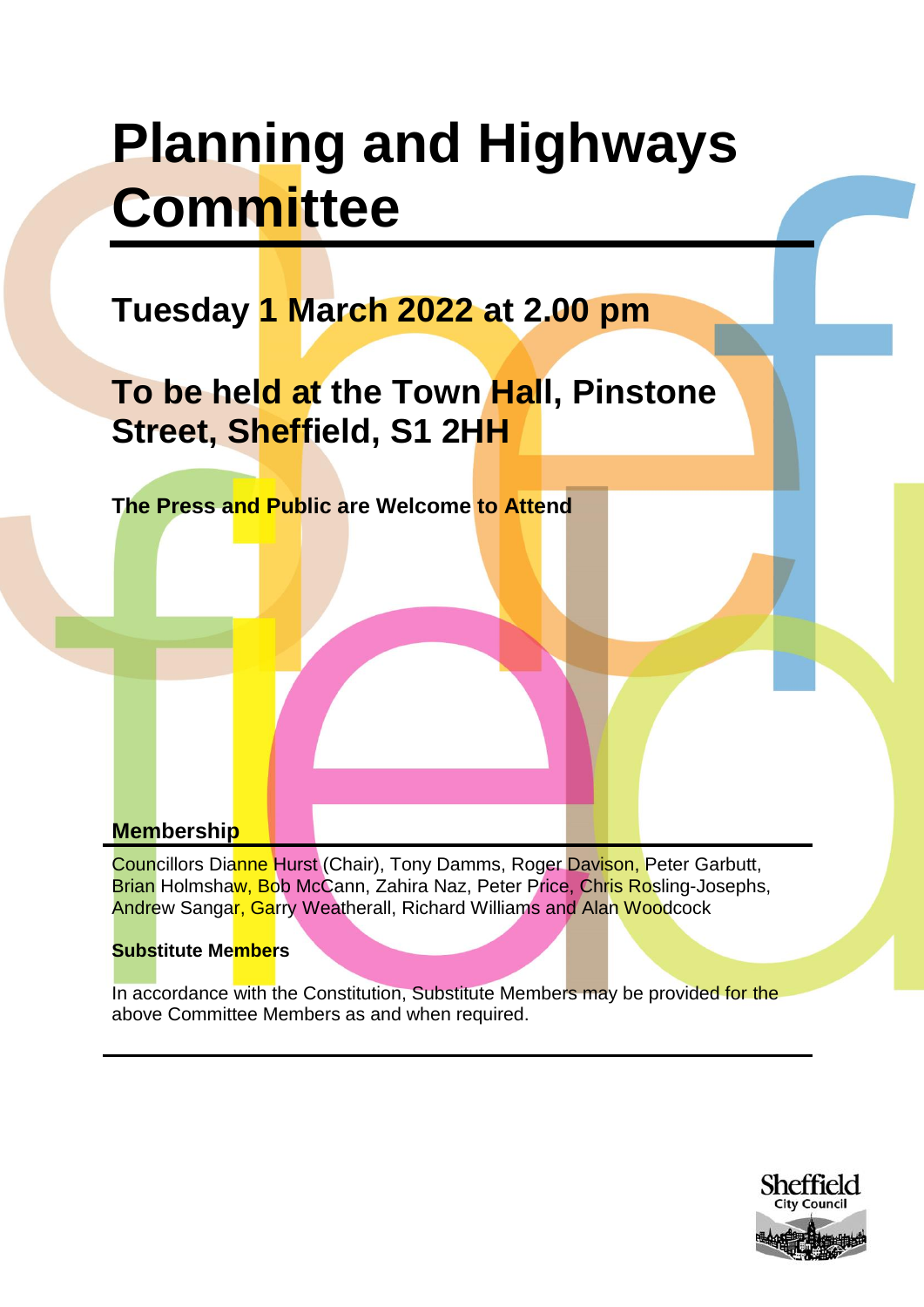# Planning and Highways Committee

## Tuesday 1 March 2022 at 2.00 pm

## To be held at the Town Hall, Pinstone Street, Sheffield, S1 2HH

**The Press and Public are Welcome to Attend**

### Membership

Councillors Dianne Hurst (Chair), Tony Damms, Roger Davison, Peter Garbutt, Brian Holmshaw, Bob McCann, Zahira Naz, Peter Price, Chris Rosling-Josephs, Andrew Sangar, Garry Weatherall, Richard Williams and Alan Woodcock

**Substitute Members**

In accordance with the Constitution, Substitute Members may be provided for the above Committee Members as and when required.

Sheffield City Council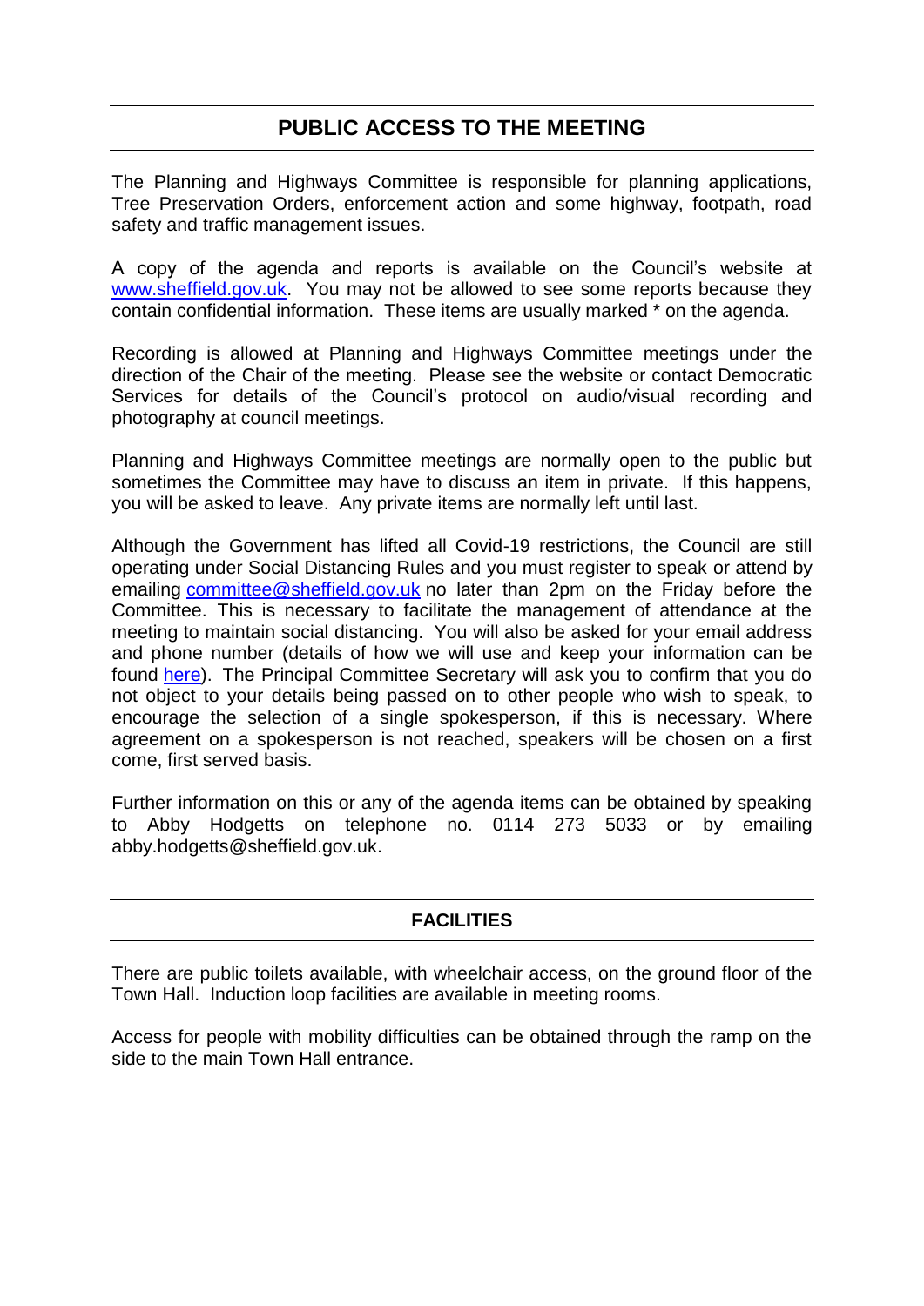## PUBLIC ACCESS TO THE MEETING

The Planning and Highways Committee is responsible for planning applications, Tree Preservation Orders, enforcement action and some highway, footpath, road safety and traffic management issues.

A copy of the agenda and reports is available on the Council's website at www.sheffield.gov.uk. You may not be allowed to see some reports because they contain confidential information. These items are usually marked * on the agenda.

Recording is allowed at Planning and Highways Committee meetings under the direction of the Chair of the meeting. Please see the website or contact Democratic Services for details of the Council's protocol on audio/visual recording and photography at council meetings.

Planning and Highways Committee meetings are normally open to the public but sometimes the Committee may have to discuss an item in private. If this happens, you will be asked to leave. Any private items are normally left until last.

Although the Government has lifted all Covid-19 restrictions, the Council are still operating under Social Distancing Rules and you must register to speak or attend by emailing committee@sheffield.gov.uk no later than 2pm on the Friday before the Committee. This is necessary to facilitate the management of attendance at the meeting to maintain social distancing. You will also be asked for your email address and phone number (details of how we will use and keep your information can be found here). The Principal Committee Secretary will ask you to confirm that you do not object to your details being passed on to other people who wish to speak, to encourage the selection of a single spokesperson, if this is necessary. Where agreement on a spokesperson is not reached, speakers will be chosen on a first come, first served basis.

Further information on this or any of the agenda items can be obtained by speaking to Abby Hodgetts on telephone no. 0114 273 5033 or by emailing abby.hodgetts@sheffield.gov.uk.

## FACILITIES

There are public toilets available, with wheelchair access, on the ground floor of the Town Hall. Induction loop facilities are available in meeting rooms.

Access for people with mobility difficulties can be obtained through the ramp on the side to the main Town Hall entrance.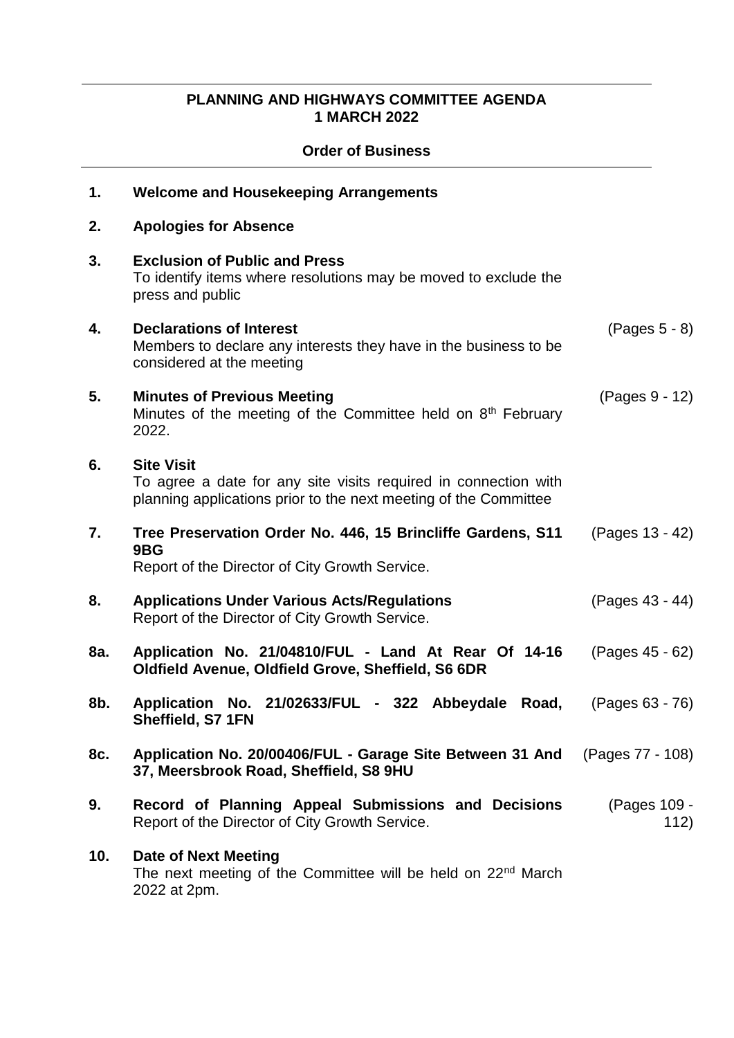## PLANNING AND HIGHWAYS COMMITTEE AGENDA
## 1 MARCH 2022

### Order of Business

**1. Welcome and Housekeeping Arrangements**

**2. Apologies for Absence**

**3. Exclusion of Public and Press**
To identify items where resolutions may be moved to exclude the press and public

**4. Declarations of Interest** (Pages 5 - 8)
Members to declare any interests they have in the business to be considered at the meeting

**5. Minutes of Previous Meeting** (Pages 9 - 12)
Minutes of the meeting of the Committee held on 8th February 2022.

**6. Site Visit**
To agree a date for any site visits required in connection with planning applications prior to the next meeting of the Committee

**7. Tree Preservation Order No. 446, 15 Brincliffe Gardens, S11 9BG** (Pages 13 - 42)
Report of the Director of City Growth Service.

**8. Applications Under Various Acts/Regulations** (Pages 43 - 44)
Report of the Director of City Growth Service.

**8a. Application No. 21/04810/FUL - Land At Rear Of 14-16 Oldfield Avenue, Oldfield Grove, Sheffield, S6 6DR** (Pages 45 - 62)

**8b. Application No. 21/02633/FUL - 322 Abbeydale Road, Sheffield, S7 1FN** (Pages 63 - 76)

**8c. Application No. 20/00406/FUL - Garage Site Between 31 And 37, Meersbrook Road, Sheffield, S8 9HU** (Pages 77 - 108)

**9. Record of Planning Appeal Submissions and Decisions** (Pages 109 - 112)
Report of the Director of City Growth Service.

**10. Date of Next Meeting**
The next meeting of the Committee will be held on 22nd March 2022 at 2pm.